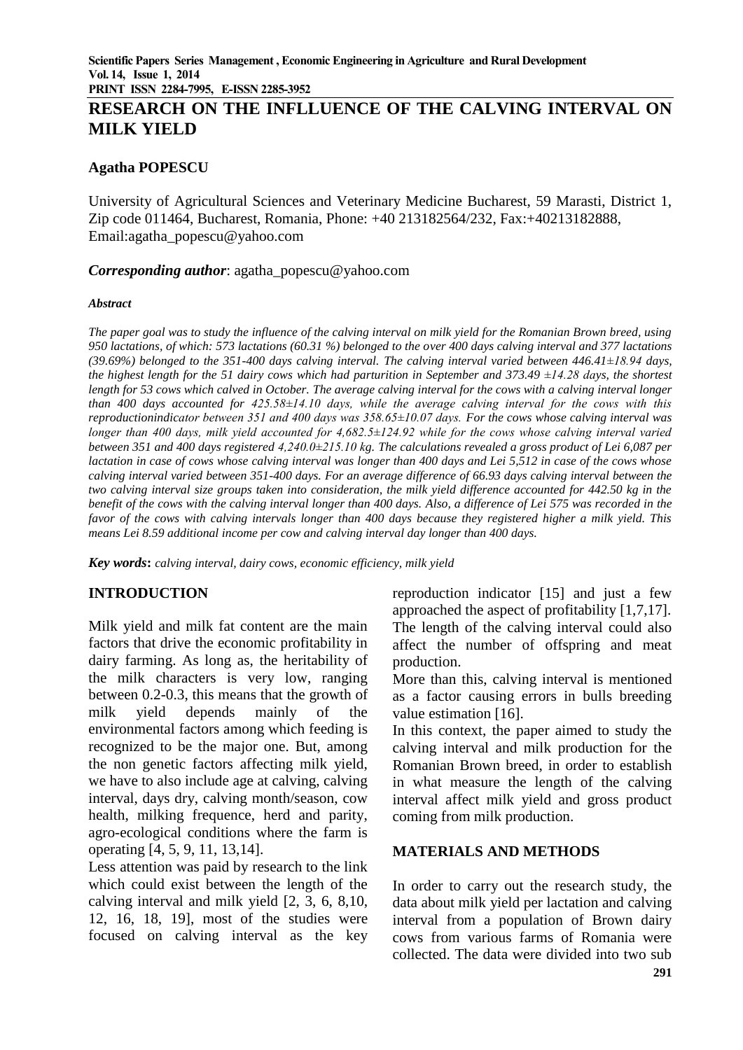# RESEARCH ON THE INFLLUENCE OF THE CALVING INTERVAL ON MILK YIELD

**Agatha POPESCU**

University of Agricultural Sciences and Veterinary Medicine Bucharest, 59 Marasti, District 1, Zip code 011464, Bucharest, Romania, Phone: +40 213182564/232, Fax:+40213182888, Email:agatha_popescu@yahoo.com

***Corresponding author***: agatha_popescu@yahoo.com

***Abstract***

*The paper goal was to study the influence of the calving interval on milk yield for the Romanian Brown breed, using 950 lactations, of which: 573 lactations (60.31 %) belonged to the over 400 days calving interval and 377 lactations (39.69%) belonged to the 351-400 days calving interval. The calving interval varied between 446.41±18.94 days, the highest length for the 51 dairy cows which had parturition in September and 373.49 ±14.28 days, the shortest length for 53 cows which calved in October. The average calving interval for the cows with a calving interval longer than 400 days accounted for 425.58±14.10 days, while the average calving interval for the cows with this reproductionindicator between 351 and 400 days was 358.65±10.07 days. For the cows whose calving interval was longer than 400 days, milk yield accounted for 4,682.5±124.92 while for the cows whose calving interval varied between 351 and 400 days registered 4,240.0±215.10 kg. The calculations revealed a gross product of Lei 6,087 per lactation in case of cows whose calving interval was longer than 400 days and Lei 5,512 in case of the cows whose calving interval varied between 351-400 days. For an average difference of 66.93 days calving interval between the two calving interval size groups taken into consideration, the milk yield difference accounted for 442.50 kg in the benefit of the cows with the calving interval longer than 400 days. Also, a difference of Lei 575 was recorded in the favor of the cows with calving intervals longer than 400 days because they registered higher a milk yield. This means Lei 8.59 additional income per cow and calving interval day longer than 400 days.*

***Key words*: *calving interval, dairy cows, economic efficiency, milk yield***

## INTRODUCTION

Milk yield and milk fat content are the main factors that drive the economic profitability in dairy farming. As long as, the heritability of the milk characters is very low, ranging between 0.2-0.3, this means that the growth of milk yield depends mainly of the environmental factors among which feeding is recognized to be the major one. But, among the non genetic factors affecting milk yield, we have to also include age at calving, calving interval, days dry, calving month/season, cow health, milking frequence, herd and parity, agro-ecological conditions where the farm is operating [4, 5, 9, 11, 13,14].

Less attention was paid by research to the link which could exist between the length of the calving interval and milk yield [2, 3, 6, 8,10, 12, 16, 18, 19], most of the studies were focused on calving interval as the key reproduction indicator [15] and just a few approached the aspect of profitability [1,7,17]. The length of the calving interval could also affect the number of offspring and meat production.

More than this, calving interval is mentioned as a factor causing errors in bulls breeding value estimation [16].

In this context, the paper aimed to study the calving interval and milk production for the Romanian Brown breed, in order to establish in what measure the length of the calving interval affect milk yield and gross product coming from milk production.

## MATERIALS AND METHODS

In order to carry out the research study, the data about milk yield per lactation and calving interval from a population of Brown dairy cows from various farms of Romania were collected. The data were divided into two sub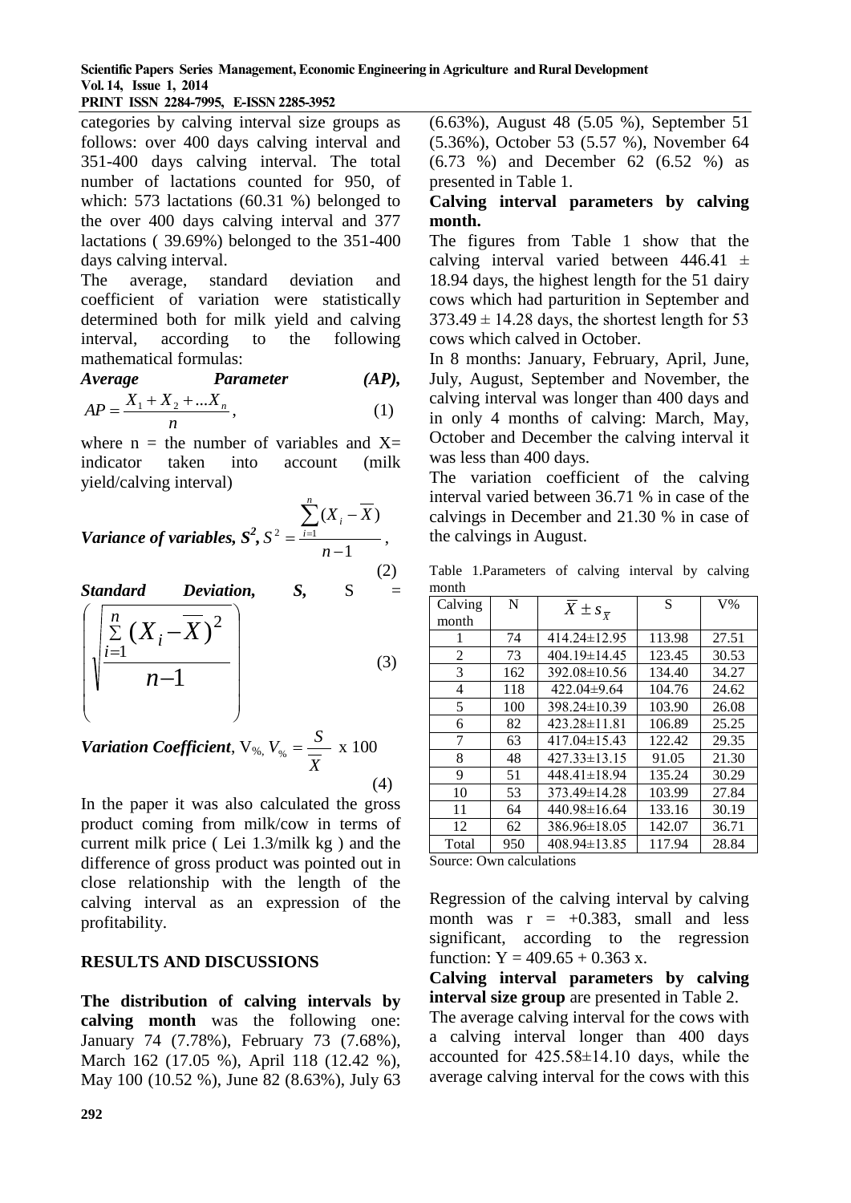categories by calving interval size groups as follows: over 400 days calving interval and 351-400 days calving interval. The total number of lactations counted for 950, of which: 573 lactations (60.31 %) belonged to the over 400 days calving interval and 377 lactations ( 39.69%) belonged to the 351-400 days calving interval.

The average, standard deviation and coefficient of variation were statistically determined both for milk yield and calving interval, according to the following mathematical formulas:

***Average Parameter (AP),***

$$AP = \frac{X_1 + X_2 + ...X_n}{n}, \quad (1)$$

where n = the number of variables and X= indicator taken into account (milk yield/calving interval)

***Variance of variables, $S^2$,***

$$S^2 = \frac{\sum_{i=1}^{n}(X_i - \overline{X})}{n-1}, \quad (2)$$

***Standard Deviation, S,***

$$S = \left( \sqrt{\frac{\sum_{i=1}^{n}(X_i - \overline{X})^2}{n-1}} \right) \quad (3)$$

***Variation Coefficient***, $V_{\%}$,

$$V_{\%} = \frac{S}{\overline{X}} \text{ x } 100 \quad (4)$$

In the paper it was also calculated the gross product coming from milk/cow in terms of current milk price ( Lei 1.3/milk kg ) and the difference of gross product was pointed out in close relationship with the length of the calving interval as an expression of the profitability.

## RESULTS AND DISCUSSIONS

**The distribution of calving intervals by calving month** was the following one: January 74 (7.78%), February 73 (7.68%), March 162 (17.05 %), April 118 (12.42 %), May 100 (10.52 %), June 82 (8.63%), July 63 (6.63%), August 48 (5.05 %), September 51 (5.36%), October 53 (5.57 %), November 64 (6.73 %) and December 62 (6.52 %) as presented in Table 1.

**Calving interval parameters by calving month.**

The figures from Table 1 show that the calving interval varied between 446.41 ± 18.94 days, the highest length for the 51 dairy cows which had parturition in September and 373.49 ± 14.28 days, the shortest length for 53 cows which calved in October.

In 8 months: January, February, April, June, July, August, September and November, the calving interval was longer than 400 days and in only 4 months of calving: March, May, October and December the calving interval it was less than 400 days.

The variation coefficient of the calving interval varied between 36.71 % in case of the calvings in December and 21.30 % in case of the calvings in August.

Table 1.Parameters of calving interval by calving month

| Calving month | N | $\overline{X} \pm s_{\overline{X}}$ | S | V% |
|---|---|---|---|---|
| 1 | 74 | 414.24±12.95 | 113.98 | 27.51 |
| 2 | 73 | 404.19±14.45 | 123.45 | 30.53 |
| 3 | 162 | 392.08±10.56 | 134.40 | 34.27 |
| 4 | 118 | 422.04±9.64 | 104.76 | 24.62 |
| 5 | 100 | 398.24±10.39 | 103.90 | 26.08 |
| 6 | 82 | 423.28±11.81 | 106.89 | 25.25 |
| 7 | 63 | 417.04±15.43 | 122.42 | 29.35 |
| 8 | 48 | 427.33±13.15 | 91.05 | 21.30 |
| 9 | 51 | 448.41±18.94 | 135.24 | 30.29 |
| 10 | 53 | 373.49±14.28 | 103.99 | 27.84 |
| 11 | 64 | 440.98±16.64 | 133.16 | 30.19 |
| 12 | 62 | 386.96±18.05 | 142.07 | 36.71 |
| Total | 950 | 408.94±13.85 | 117.94 | 28.84 |

Source: Own calculations

Regression of the calving interval by calving month was r = +0.383, small and less significant, according to the regression function: Y = 409.65 + 0.363 x.

**Calving interval parameters by calving interval size group** are presented in Table 2.

The average calving interval for the cows with a calving interval longer than 400 days accounted for 425.58±14.10 days, while the average calving interval for the cows with this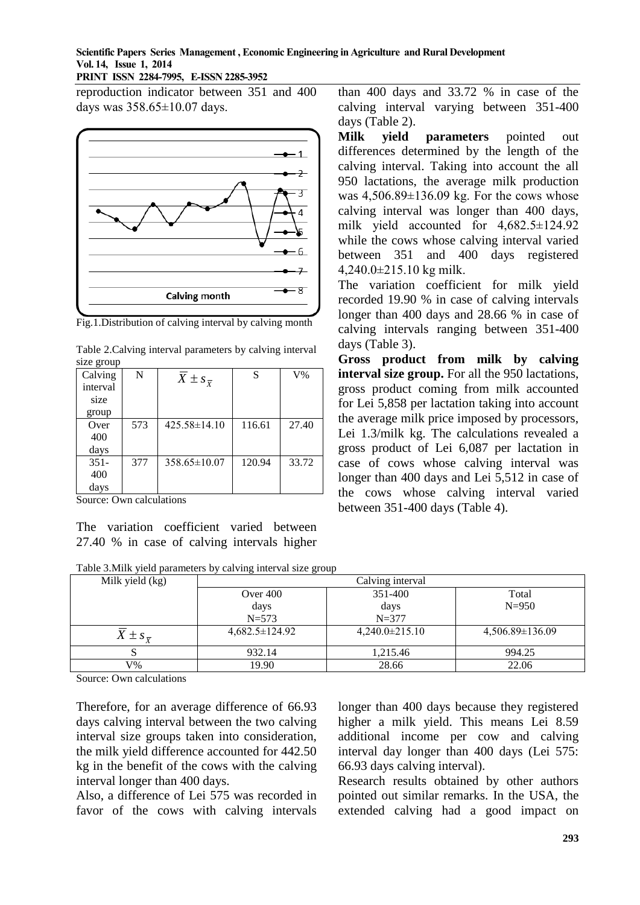reproduction indicator between 351 and 400 days was 358.65±10.07 days.

1
2
3
4
5
6
7
8
Calving month

Fig.1.Distribution of calving interval by calving month

Table 2.Calving interval parameters by calving interval size group

| Calving interval size group | N | $\overline{X} \pm s_{\overline{X}}$ | S | V% |
|---|---|---|---|---|
| Over 400 days | 573 | 425.58±14.10 | 116.61 | 27.40 |
| 351-400 days | 377 | 358.65±10.07 | 120.94 | 33.72 |

Source: Own calculations

The variation coefficient varied between 27.40 % in case of calving intervals higher than 400 days and 33.72 % in case of the calving interval varying between 351-400 days (Table 2).

**Milk yield parameters** pointed out differences determined by the length of the calving interval. Taking into account the all 950 lactations, the average milk production was 4,506.89±136.09 kg. For the cows whose calving interval was longer than 400 days, milk yield accounted for 4,682.5±124.92 while the cows whose calving interval varied between 351 and 400 days registered 4,240.0±215.10 kg milk.

The variation coefficient for milk yield recorded 19.90 % in case of calving intervals longer than 400 days and 28.66 % in case of calving intervals ranging between 351-400 days (Table 3).

**Gross product from milk by calving interval size group.** For all the 950 lactations, gross product coming from milk accounted for Lei 5,858 per lactation taking into account the average milk price imposed by processors, Lei 1.3/milk kg. The calculations revealed a gross product of Lei 6,087 per lactation in case of cows whose calving interval was longer than 400 days and Lei 5,512 in case of the cows whose calving interval varied between 351-400 days (Table 4).

Table 3.Milk yield parameters by calving interval size group

| Milk yield (kg) | Calving interval | | |
|---|---|---|---|
| | Over 400 days N=573 | 351-400 days N=377 | Total N=950 |
| $\overline{X} \pm s_{\overline{X}}$ | 4,682.5±124.92 | 4,240.0±215.10 | 4,506.89±136.09 |
| S | 932.14 | 1,215.46 | 994.25 |
| V% | 19.90 | 28.66 | 22.06 |

Source: Own calculations

Therefore, for an average difference of 66.93 days calving interval between the two calving interval size groups taken into consideration, the milk yield difference accounted for 442.50 kg in the benefit of the cows with the calving interval longer than 400 days.

Also, a difference of Lei 575 was recorded in favor of the cows with calving intervals longer than 400 days because they registered higher a milk yield. This means Lei 8.59 additional income per cow and calving interval day longer than 400 days (Lei 575: 66.93 days calving interval).

Research results obtained by other authors pointed out similar remarks. In the USA, the extended calving had a good impact on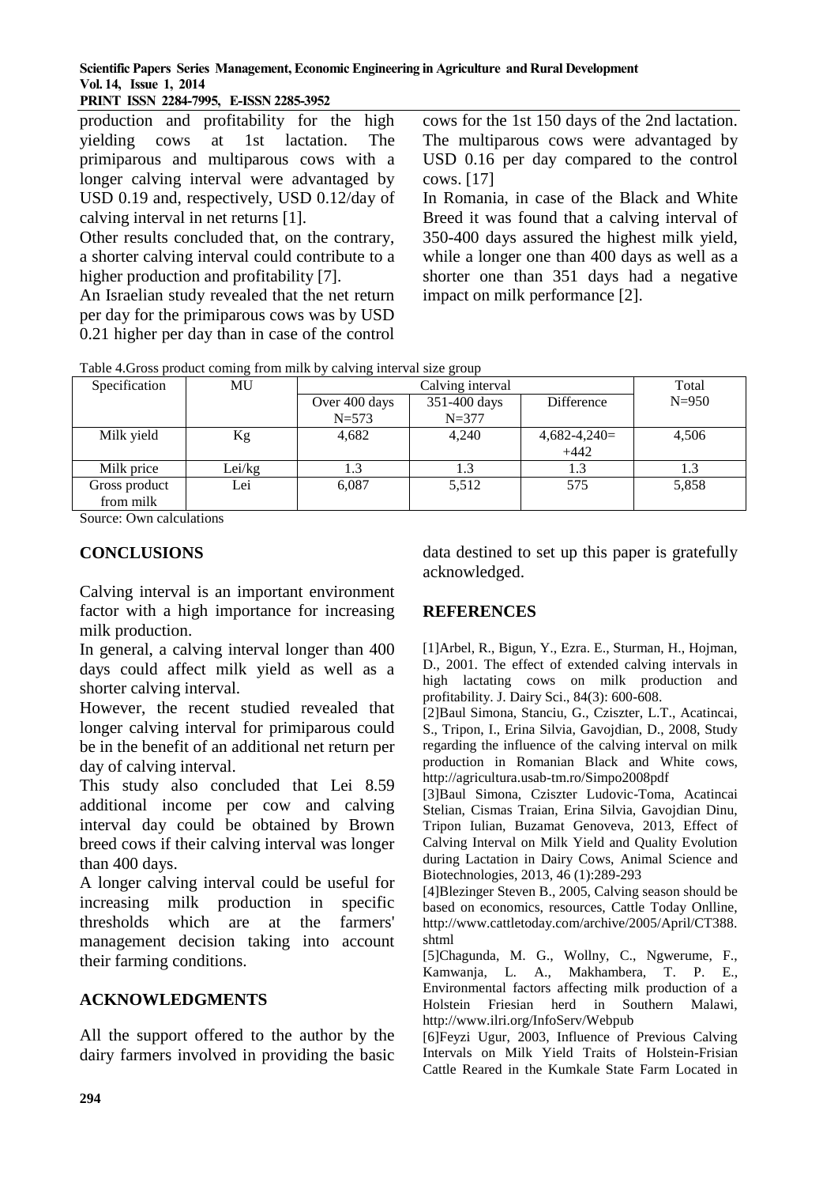production and profitability for the high yielding cows at 1st lactation. The primiparous and multiparous cows with a longer calving interval were advantaged by USD 0.19 and, respectively, USD 0.12/day of calving interval in net returns [1].

Other results concluded that, on the contrary, a shorter calving interval could contribute to a higher production and profitability [7].

An Israelian study revealed that the net return per day for the primiparous cows was by USD 0.21 higher per day than in case of the control cows for the 1st 150 days of the 2nd lactation. The multiparous cows were advantaged by USD 0.16 per day compared to the control cows. [17]

In Romania, in case of the Black and White Breed it was found that a calving interval of 350-400 days assured the highest milk yield, while a longer one than 400 days as well as a shorter one than 351 days had a negative impact on milk performance [2].

Table 4.Gross product coming from milk by calving interval size group

| Specification | MU | Calving interval | | | Total |
|---|---|---|---|---|---|
| | | Over 400 days N=573 | 351-400 days N=377 | Difference | N=950 |
| Milk yield | Kg | 4,682 | 4,240 | 4,682-4,240= +442 | 4,506 |
| Milk price | Lei/kg | 1.3 | 1.3 | 1.3 | 1.3 |
| Gross product from milk | Lei | 6,087 | 5,512 | 575 | 5,858 |

Source: Own calculations

## CONCLUSIONS

Calving interval is an important environment factor with a high importance for increasing milk production.

In general, a calving interval longer than 400 days could affect milk yield as well as a shorter calving interval.

However, the recent studied revealed that longer calving interval for primiparous could be in the benefit of an additional net return per day of calving interval.

This study also concluded that Lei 8.59 additional income per cow and calving interval day could be obtained by Brown breed cows if their calving interval was longer than 400 days.

A longer calving interval could be useful for increasing milk production in specific thresholds which are at the farmers' management decision taking into account their farming conditions.

## ACKNOWLEDGMENTS

All the support offered to the author by the dairy farmers involved in providing the basic data destined to set up this paper is gratefully acknowledged.

## REFERENCES

[1]Arbel, R., Bigun, Y., Ezra. E., Sturman, H., Hojman, D., 2001. The effect of extended calving intervals in high lactating cows on milk production and profitability. J. Dairy Sci., 84(3): 600-608.

[2]Baul Simona, Stanciu, G., Cziszter, L.T., Acatincai, S., Tripon, I., Erina Silvia, Gavojdian, D., 2008, Study regarding the influence of the calving interval on milk production in Romanian Black and White cows, http://agricultura.usab-tm.ro/Simpo2008pdf

[3]Baul Simona, Cziszter Ludovic-Toma, Acatincai Stelian, Cismas Traian, Erina Silvia, Gavojdian Dinu, Tripon Iulian, Buzamat Genoveva, 2013, Effect of Calving Interval on Milk Yield and Quality Evolution during Lactation in Dairy Cows, Animal Science and Biotechnologies, 2013, 46 (1):289-293

[4]Blezinger Steven B., 2005, Calving season should be based on economics, resources, Cattle Today Onlline, http://www.cattletoday.com/archive/2005/April/CT388.shtml

[5]Chagunda, M. G., Wollny, C., Ngwerume, F., Kamwanja, L. A., Makhambera, T. P. E., Environmental factors affecting milk production of a Holstein Friesian herd in Southern Malawi, http://www.ilri.org/InfoServ/Webpub

[6]Feyzi Ugur, 2003, Influence of Previous Calving Intervals on Milk Yield Traits of Holstein-Frisian Cattle Reared in the Kumkale State Farm Located in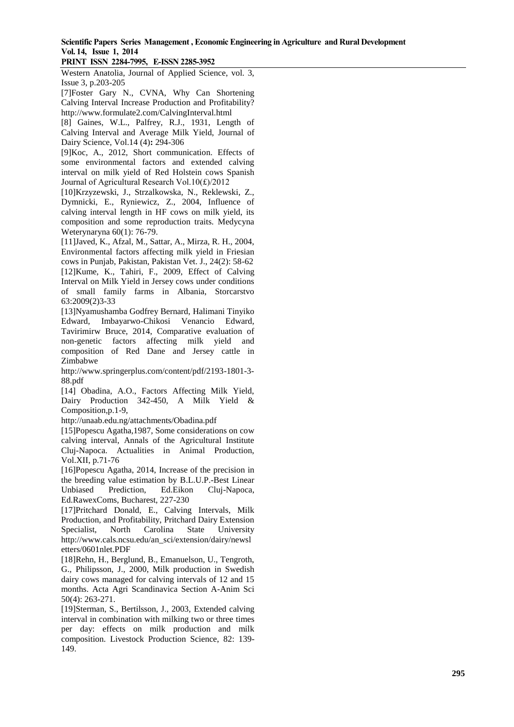Western Anatolia, Journal of Applied Science, vol. 3, Issue 3, p.203-205

[7]Foster Gary N., CVNA, Why Can Shortening Calving Interval Increase Production and Profitability? http://www.formulate2.com/CalvingInterval.html

[8] Gaines, W.L., Palfrey, R.J., 1931, Length of Calving Interval and Average Milk Yield, Journal of Dairy Science, Vol.14 (4)**:** 294-306

[9]Koc, A., 2012, Short communication. Effects of some environmental factors and extended calving interval on milk yield of Red Holstein cows Spanish Journal of Agricultural Research Vol.10(£)/2012

[10]Krzyzewski, J., Strzalkowska, N., Reklewski, Z., Dymnicki, E., Ryniewicz, Z., 2004, Influence of calving interval length in HF cows on milk yield, its composition and some reproduction traits. Medycyna Weterynaryna 60(1): 76-79.

[11]Javed, K., Afzal, M., Sattar, A., Mirza, R. H., 2004, Environmental factors affecting milk yield in Friesian cows in Punjab, Pakistan, Pakistan Vet. J., 24(2): 58-62

[12]Kume, K., Tahiri, F., 2009, Effect of Calving Interval on Milk Yield in Jersey cows under conditions of small family farms in Albania, Storcarstvo 63:2009(2)3-33

[13]Nyamushamba Godfrey Bernard, Halimani Tinyiko Edward, Imbayarwo-Chikosi Venancio Edward, Tavirimirw Bruce, 2014, Comparative evaluation of non-genetic factors affecting milk yield and composition of Red Dane and Jersey cattle in Zimbabwe
http://www.springerplus.com/content/pdf/2193-1801-3-88.pdf

[14] Obadina, A.O., Factors Affecting Milk Yield, Dairy Production 342-450, A Milk Yield & Composition,p.1-9,
http://unaab.edu.ng/attachments/Obadina.pdf

[15]Popescu Agatha,1987, Some considerations on cow calving interval, Annals of the Agricultural Institute Cluj-Napoca. Actualities in Animal Production, Vol.XII, p.71-76

[16]Popescu Agatha, 2014, Increase of the precision in the breeding value estimation by B.L.U.P.-Best Linear Unbiased Prediction, Ed.Eikon Cluj-Napoca, Ed.RawexComs, Bucharest, 227-230

[17]Pritchard Donald, E., Calving Intervals, Milk Production, and Profitability, Pritchard Dairy Extension Specialist, North Carolina State University http://www.cals.ncsu.edu/an_sci/extension/dairy/newsletters/0601nlet.PDF

[18]Rehn, H., Berglund, B., Emanuelson, U., Tengroth, G., Philipsson, J., 2000, Milk production in Swedish dairy cows managed for calving intervals of 12 and 15 months. Acta Agri Scandinavica Section A-Anim Sci 50(4): 263-271.

[19]Sterman, S., Bertilsson, J., 2003, Extended calving interval in combination with milking two or three times per day: effects on milk production and milk composition. Livestock Production Science, 82: 139-149.